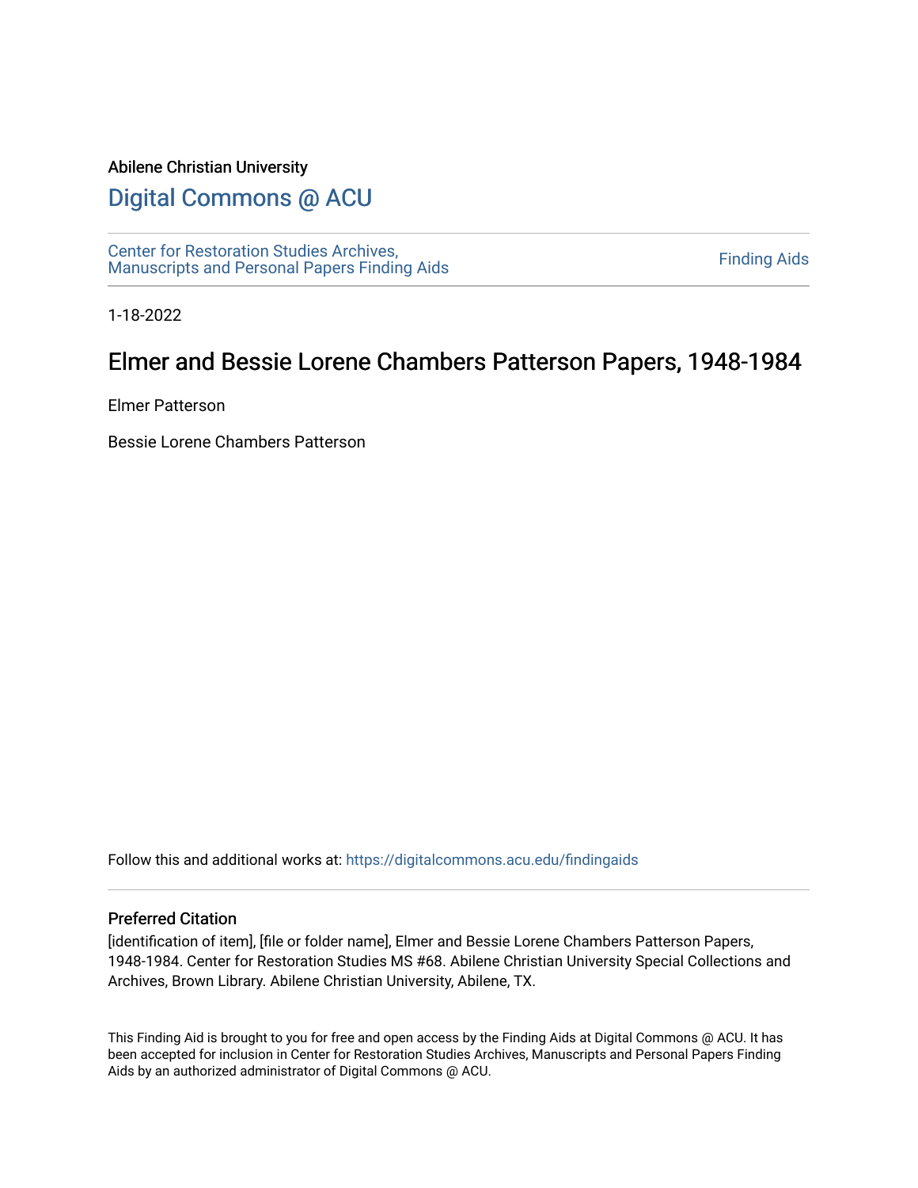Abilene Christian University

# Digital Commons @ ACU

Center for Restoration Studies Archives, Manuscripts and Personal Papers Finding Aids

Finding Aids

1-18-2022

## Elmer and Bessie Lorene Chambers Patterson Papers, 1948-1984

Elmer Patterson

Bessie Lorene Chambers Patterson

Follow this and additional works at: https://digitalcommons.acu.edu/findingaids

### Preferred Citation

[identification of item], [file or folder name], Elmer and Bessie Lorene Chambers Patterson Papers, 1948-1984. Center for Restoration Studies MS #68. Abilene Christian University Special Collections and Archives, Brown Library. Abilene Christian University, Abilene, TX.

This Finding Aid is brought to you for free and open access by the Finding Aids at Digital Commons @ ACU. It has been accepted for inclusion in Center for Restoration Studies Archives, Manuscripts and Personal Papers Finding Aids by an authorized administrator of Digital Commons @ ACU.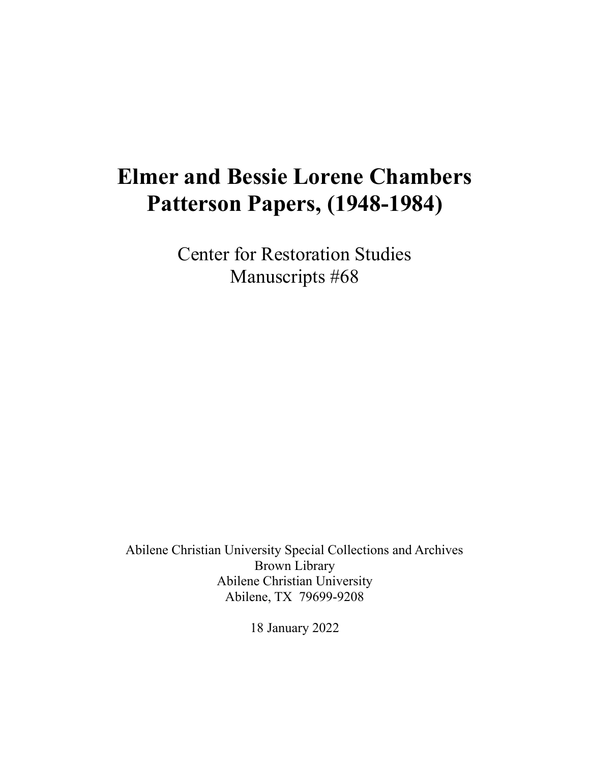# Elmer and Bessie Lorene Chambers Patterson Papers, (1948-1984)

Center for Restoration Studies
Manuscripts #68

Abilene Christian University Special Collections and Archives
Brown Library
Abilene Christian University
Abilene, TX 79699-9208

18 January 2022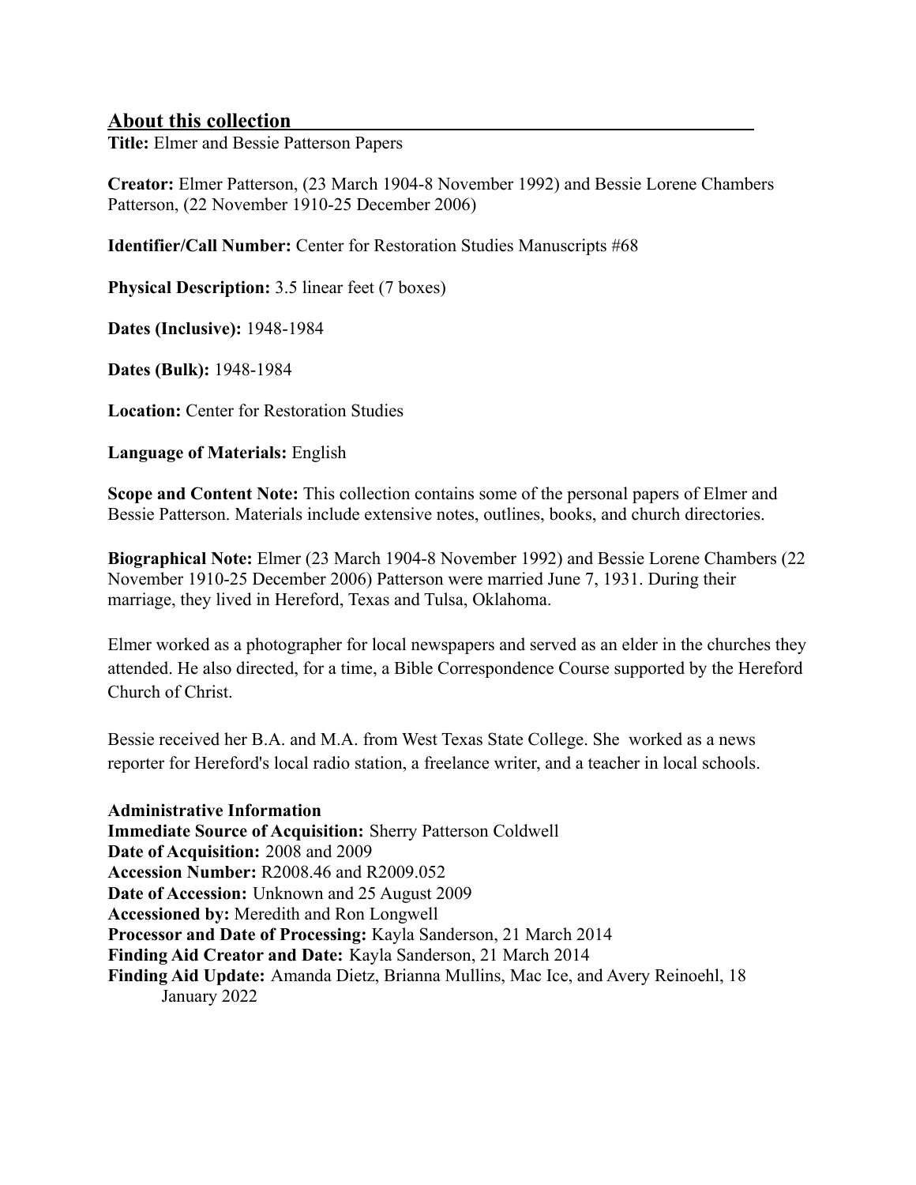## About this collection

**Title:** Elmer and Bessie Patterson Papers

**Creator:** Elmer Patterson, (23 March 1904-8 November 1992) and Bessie Lorene Chambers Patterson, (22 November 1910-25 December 2006)

**Identifier/Call Number:** Center for Restoration Studies Manuscripts #68

**Physical Description:** 3.5 linear feet (7 boxes)

**Dates (Inclusive):** 1948-1984

**Dates (Bulk):** 1948-1984

**Location:** Center for Restoration Studies

**Language of Materials:** English

**Scope and Content Note:** This collection contains some of the personal papers of Elmer and Bessie Patterson. Materials include extensive notes, outlines, books, and church directories.

**Biographical Note:** Elmer (23 March 1904-8 November 1992) and Bessie Lorene Chambers (22 November 1910-25 December 2006) Patterson were married June 7, 1931. During their marriage, they lived in Hereford, Texas and Tulsa, Oklahoma.

Elmer worked as a photographer for local newspapers and served as an elder in the churches they attended. He also directed, for a time, a Bible Correspondence Course supported by the Hereford Church of Christ.

Bessie received her B.A. and M.A. from West Texas State College. She worked as a news reporter for Hereford's local radio station, a freelance writer, and a teacher in local schools.

**Administrative Information**
**Immediate Source of Acquisition:** Sherry Patterson Coldwell
**Date of Acquisition:** 2008 and 2009
**Accession Number:** R2008.46 and R2009.052
**Date of Accession:** Unknown and 25 August 2009
**Accessioned by:** Meredith and Ron Longwell
**Processor and Date of Processing:** Kayla Sanderson, 21 March 2014
**Finding Aid Creator and Date:** Kayla Sanderson, 21 March 2014
**Finding Aid Update:** Amanda Dietz, Brianna Mullins, Mac Ice, and Avery Reinoehl, 18 January 2022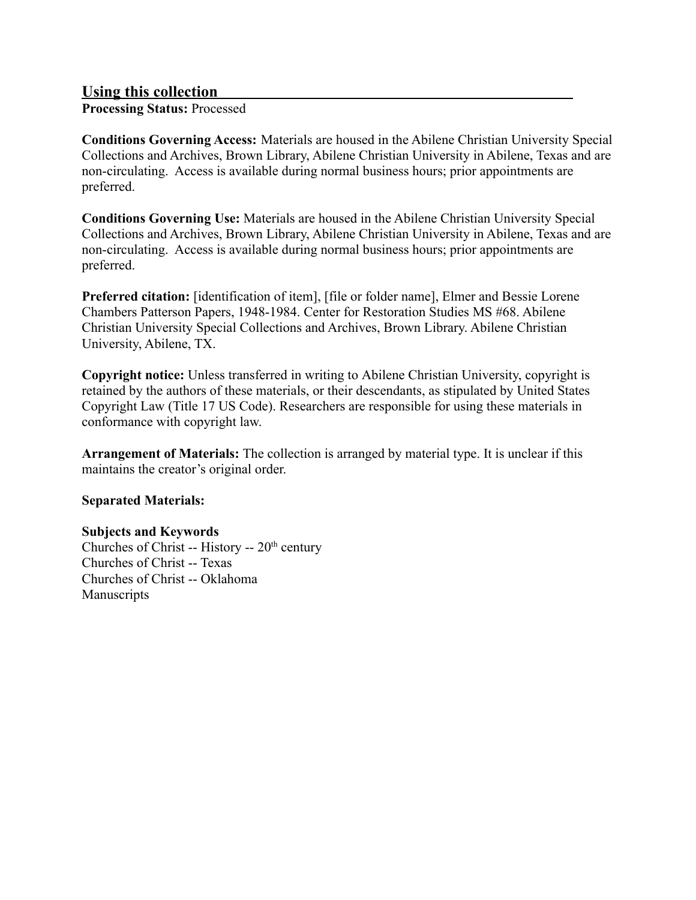## Using this collection

**Processing Status:** Processed

**Conditions Governing Access:** Materials are housed in the Abilene Christian University Special Collections and Archives, Brown Library, Abilene Christian University in Abilene, Texas and are non-circulating. Access is available during normal business hours; prior appointments are preferred.

**Conditions Governing Use:** Materials are housed in the Abilene Christian University Special Collections and Archives, Brown Library, Abilene Christian University in Abilene, Texas and are non-circulating. Access is available during normal business hours; prior appointments are preferred.

**Preferred citation:** [identification of item], [file or folder name], Elmer and Bessie Lorene Chambers Patterson Papers, 1948-1984. Center for Restoration Studies MS #68. Abilene Christian University Special Collections and Archives, Brown Library. Abilene Christian University, Abilene, TX.

**Copyright notice:** Unless transferred in writing to Abilene Christian University, copyright is retained by the authors of these materials, or their descendants, as stipulated by United States Copyright Law (Title 17 US Code). Researchers are responsible for using these materials in conformance with copyright law.

**Arrangement of Materials:** The collection is arranged by material type. It is unclear if this maintains the creator's original order.

**Separated Materials:**

**Subjects and Keywords**

Churches of Christ -- History -- 20th century
Churches of Christ -- Texas
Churches of Christ -- Oklahoma
Manuscripts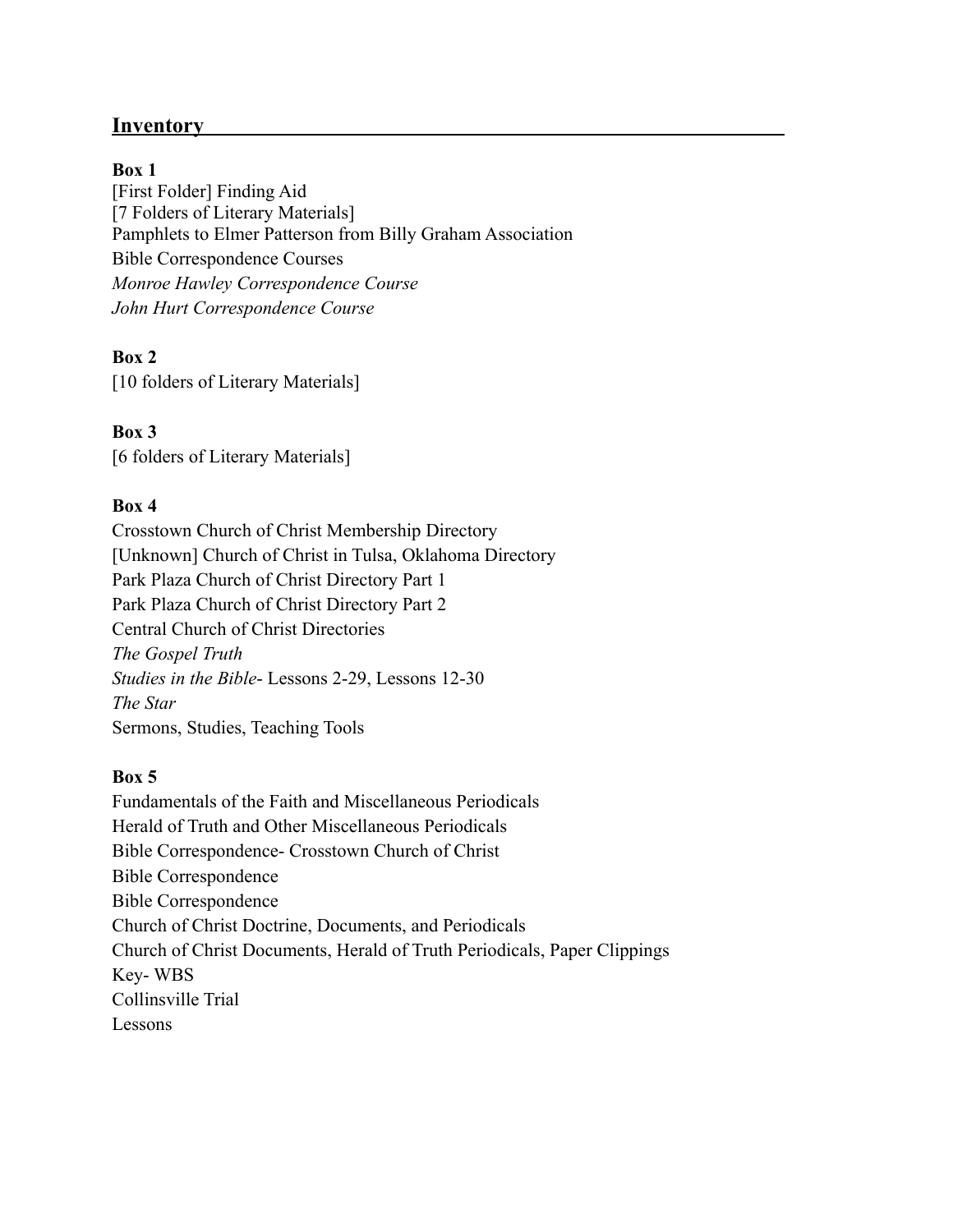## Inventory

**Box 1**

[First Folder] Finding Aid
[7 Folders of Literary Materials]
Pamphlets to Elmer Patterson from Billy Graham Association
Bible Correspondence Courses
*Monroe Hawley Correspondence Course*
*John Hurt Correspondence Course*

**Box 2**

[10 folders of Literary Materials]

**Box 3**

[6 folders of Literary Materials]

**Box 4**

Crosstown Church of Christ Membership Directory
[Unknown] Church of Christ in Tulsa, Oklahoma Directory
Park Plaza Church of Christ Directory Part 1
Park Plaza Church of Christ Directory Part 2
Central Church of Christ Directories
*The Gospel Truth*
*Studies in the Bible*- Lessons 2-29, Lessons 12-30
*The Star*
Sermons, Studies, Teaching Tools

**Box 5**

Fundamentals of the Faith and Miscellaneous Periodicals
Herald of Truth and Other Miscellaneous Periodicals
Bible Correspondence- Crosstown Church of Christ
Bible Correspondence
Bible Correspondence
Church of Christ Doctrine, Documents, and Periodicals
Church of Christ Documents, Herald of Truth Periodicals, Paper Clippings
Key- WBS
Collinsville Trial
Lessons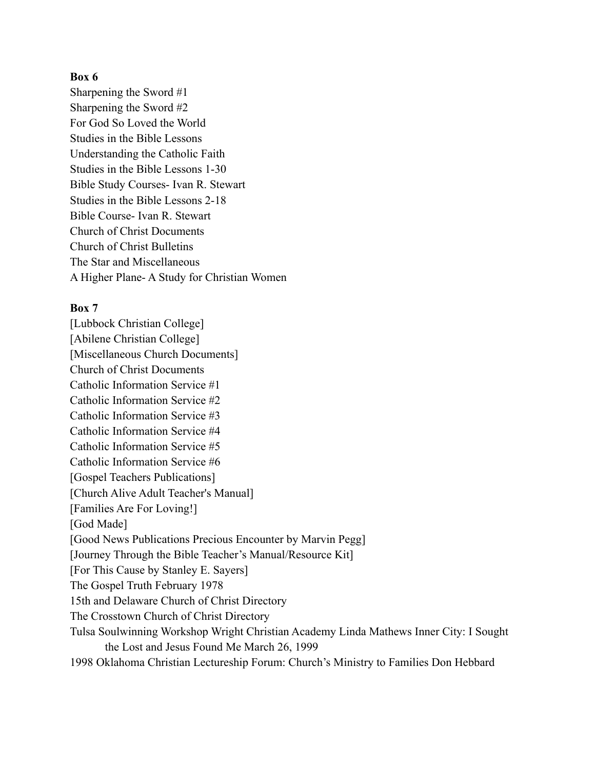**Box 6**

Sharpening the Sword #1
Sharpening the Sword #2
For God So Loved the World
Studies in the Bible Lessons
Understanding the Catholic Faith
Studies in the Bible Lessons 1-30
Bible Study Courses- Ivan R. Stewart
Studies in the Bible Lessons 2-18
Bible Course- Ivan R. Stewart
Church of Christ Documents
Church of Christ Bulletins
The Star and Miscellaneous
A Higher Plane- A Study for Christian Women

**Box 7**

[Lubbock Christian College]
[Abilene Christian College]
[Miscellaneous Church Documents]
Church of Christ Documents
Catholic Information Service #1
Catholic Information Service #2
Catholic Information Service #3
Catholic Information Service #4
Catholic Information Service #5
Catholic Information Service #6
[Gospel Teachers Publications]
[Church Alive Adult Teacher's Manual]
[Families Are For Loving!]
[God Made]
[Good News Publications Precious Encounter by Marvin Pegg]
[Journey Through the Bible Teacher's Manual/Resource Kit]
[For This Cause by Stanley E. Sayers]
The Gospel Truth February 1978
15th and Delaware Church of Christ Directory
The Crosstown Church of Christ Directory
Tulsa Soulwinning Workshop Wright Christian Academy Linda Mathews Inner City: I Sought the Lost and Jesus Found Me March 26, 1999
1998 Oklahoma Christian Lectureship Forum: Church's Ministry to Families Don Hebbard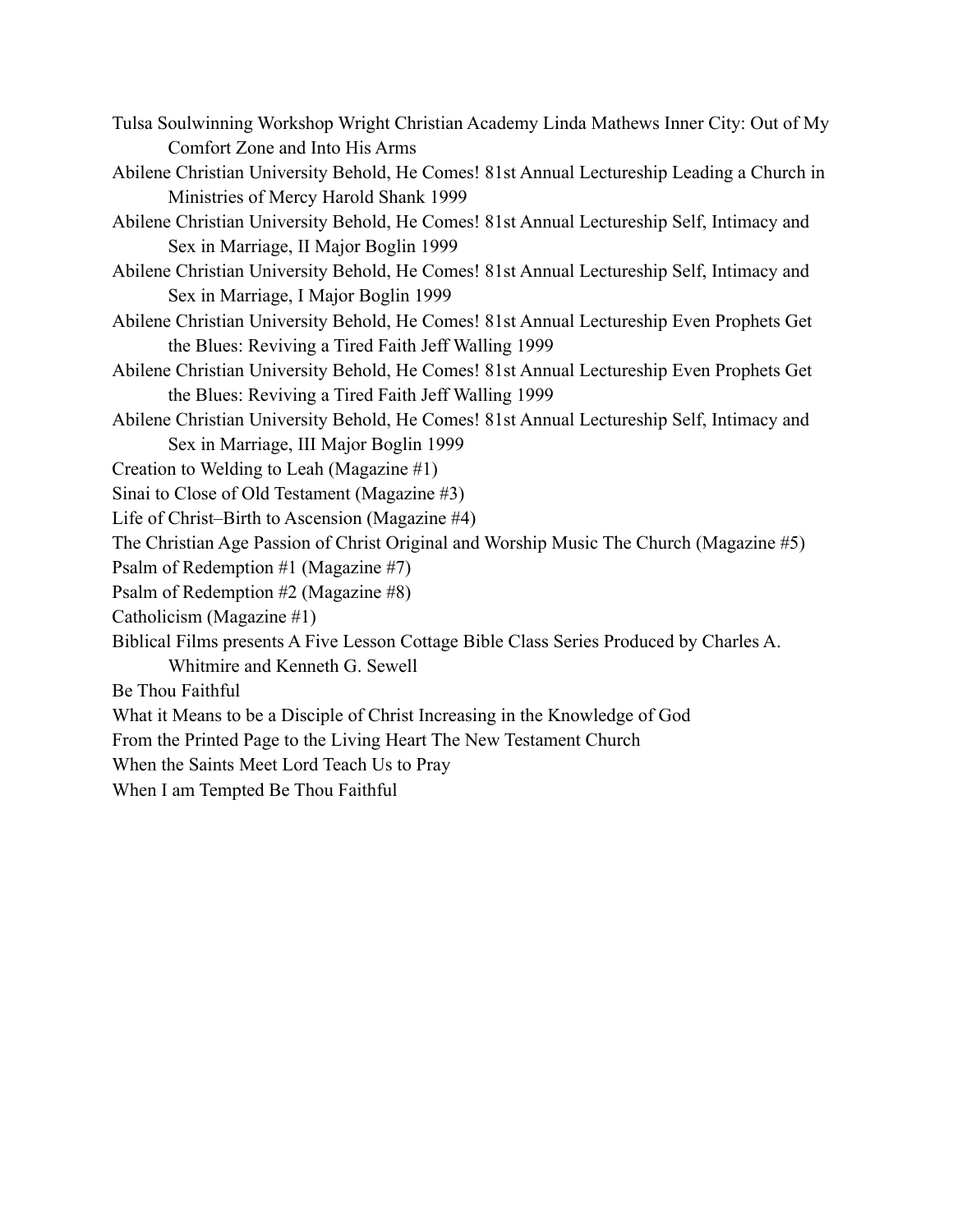Tulsa Soulwinning Workshop Wright Christian Academy Linda Mathews Inner City: Out of My Comfort Zone and Into His Arms

Abilene Christian University Behold, He Comes! 81st Annual Lectureship Leading a Church in Ministries of Mercy Harold Shank 1999

Abilene Christian University Behold, He Comes! 81st Annual Lectureship Self, Intimacy and Sex in Marriage, II Major Boglin 1999

Abilene Christian University Behold, He Comes! 81st Annual Lectureship Self, Intimacy and Sex in Marriage, I Major Boglin 1999

Abilene Christian University Behold, He Comes! 81st Annual Lectureship Even Prophets Get the Blues: Reviving a Tired Faith Jeff Walling 1999

Abilene Christian University Behold, He Comes! 81st Annual Lectureship Even Prophets Get the Blues: Reviving a Tired Faith Jeff Walling 1999

Abilene Christian University Behold, He Comes! 81st Annual Lectureship Self, Intimacy and Sex in Marriage, III Major Boglin 1999

Creation to Welding to Leah (Magazine #1)

Sinai to Close of Old Testament (Magazine #3)

Life of Christ–Birth to Ascension (Magazine #4)

The Christian Age Passion of Christ Original and Worship Music The Church (Magazine #5)

Psalm of Redemption #1 (Magazine #7)

Psalm of Redemption #2 (Magazine #8)

Catholicism (Magazine #1)

Biblical Films presents A Five Lesson Cottage Bible Class Series Produced by Charles A. Whitmire and Kenneth G. Sewell

Be Thou Faithful

What it Means to be a Disciple of Christ Increasing in the Knowledge of God

From the Printed Page to the Living Heart The New Testament Church

When the Saints Meet Lord Teach Us to Pray

When I am Tempted Be Thou Faithful